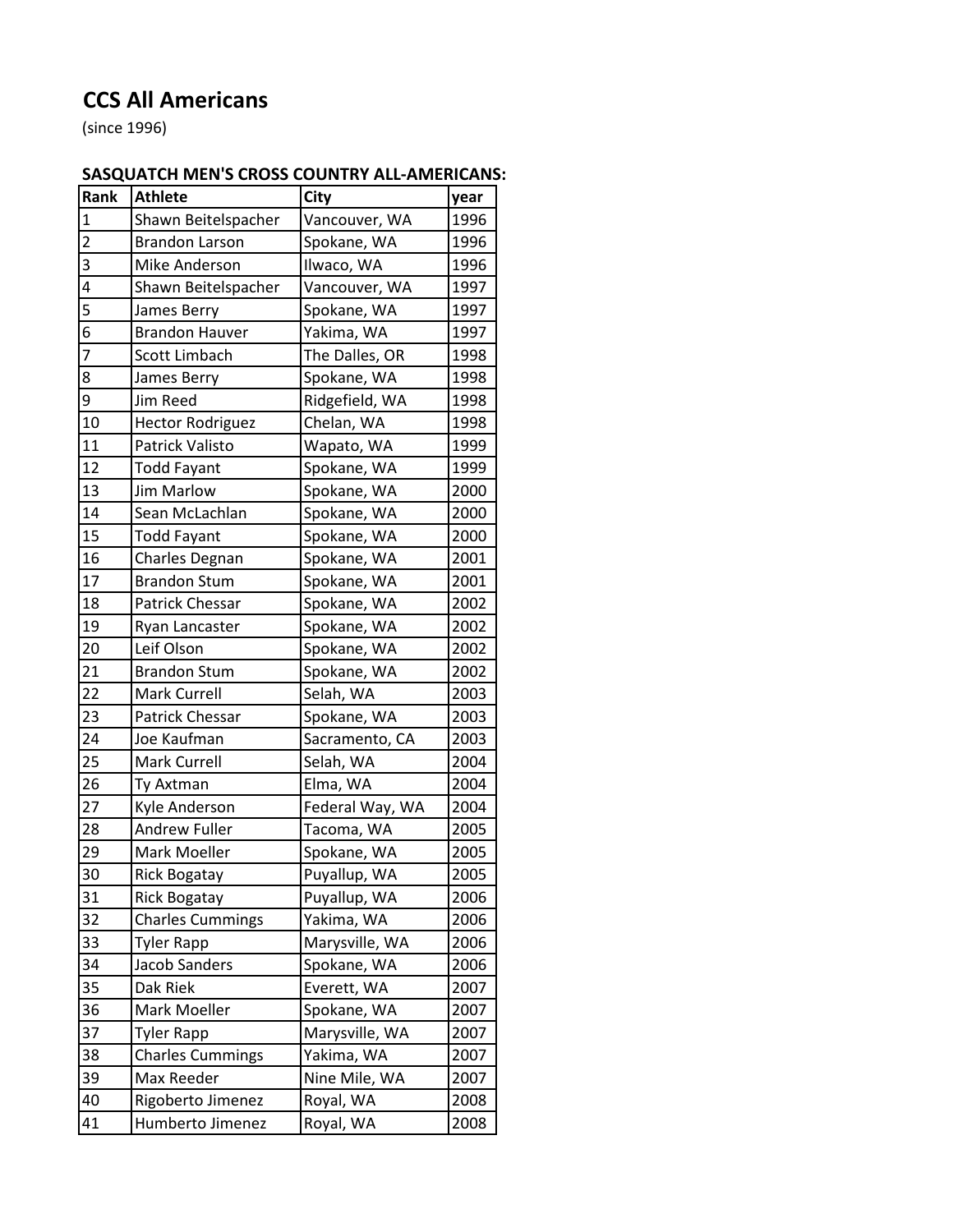# CCS All Americans

(since 1996)

## SASQUATCH MEN'S CROSS COUNTRY ALL-AMERICANS:

| Rank | Athlete | City | year |
|---|---|---|---|
| 1 | Shawn Beitelspacher | Vancouver, WA | 1996 |
| 2 | Brandon Larson | Spokane, WA | 1996 |
| 3 | Mike Anderson | Ilwaco, WA | 1996 |
| 4 | Shawn Beitelspacher | Vancouver, WA | 1997 |
| 5 | James Berry | Spokane, WA | 1997 |
| 6 | Brandon Hauver | Yakima, WA | 1997 |
| 7 | Scott Limbach | The Dalles, OR | 1998 |
| 8 | James Berry | Spokane, WA | 1998 |
| 9 | Jim Reed | Ridgefield, WA | 1998 |
| 10 | Hector Rodriguez | Chelan, WA | 1998 |
| 11 | Patrick Valisto | Wapato, WA | 1999 |
| 12 | Todd Fayant | Spokane, WA | 1999 |
| 13 | Jim Marlow | Spokane, WA | 2000 |
| 14 | Sean McLachlan | Spokane, WA | 2000 |
| 15 | Todd Fayant | Spokane, WA | 2000 |
| 16 | Charles Degnan | Spokane, WA | 2001 |
| 17 | Brandon Stum | Spokane, WA | 2001 |
| 18 | Patrick Chessar | Spokane, WA | 2002 |
| 19 | Ryan Lancaster | Spokane, WA | 2002 |
| 20 | Leif Olson | Spokane, WA | 2002 |
| 21 | Brandon Stum | Spokane, WA | 2002 |
| 22 | Mark Currell | Selah, WA | 2003 |
| 23 | Patrick Chessar | Spokane, WA | 2003 |
| 24 | Joe Kaufman | Sacramento, CA | 2003 |
| 25 | Mark Currell | Selah, WA | 2004 |
| 26 | Ty Axtman | Elma, WA | 2004 |
| 27 | Kyle Anderson | Federal Way, WA | 2004 |
| 28 | Andrew Fuller | Tacoma, WA | 2005 |
| 29 | Mark Moeller | Spokane, WA | 2005 |
| 30 | Rick Bogatay | Puyallup, WA | 2005 |
| 31 | Rick Bogatay | Puyallup, WA | 2006 |
| 32 | Charles Cummings | Yakima, WA | 2006 |
| 33 | Tyler Rapp | Marysville, WA | 2006 |
| 34 | Jacob Sanders | Spokane, WA | 2006 |
| 35 | Dak Riek | Everett, WA | 2007 |
| 36 | Mark Moeller | Spokane, WA | 2007 |
| 37 | Tyler Rapp | Marysville, WA | 2007 |
| 38 | Charles Cummings | Yakima, WA | 2007 |
| 39 | Max Reeder | Nine Mile, WA | 2007 |
| 40 | Rigoberto Jimenez | Royal, WA | 2008 |
| 41 | Humberto Jimenez | Royal, WA | 2008 |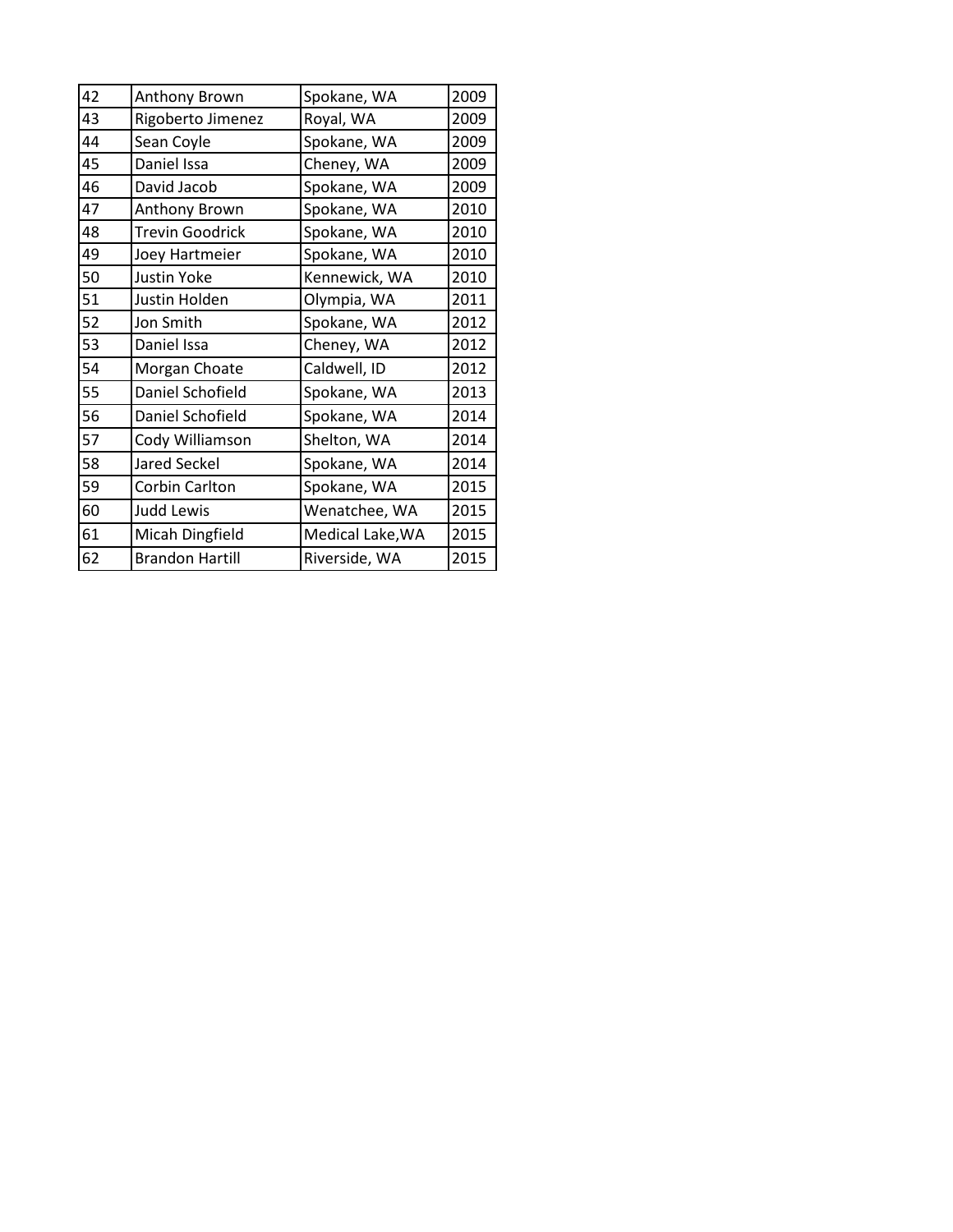| | | | |
|---|---|---|---|
| 42 | Anthony Brown | Spokane, WA | 2009 |
| 43 | Rigoberto Jimenez | Royal, WA | 2009 |
| 44 | Sean Coyle | Spokane, WA | 2009 |
| 45 | Daniel Issa | Cheney, WA | 2009 |
| 46 | David Jacob | Spokane, WA | 2009 |
| 47 | Anthony Brown | Spokane, WA | 2010 |
| 48 | Trevin Goodrick | Spokane, WA | 2010 |
| 49 | Joey Hartmeier | Spokane, WA | 2010 |
| 50 | Justin Yoke | Kennewick, WA | 2010 |
| 51 | Justin Holden | Olympia, WA | 2011 |
| 52 | Jon Smith | Spokane, WA | 2012 |
| 53 | Daniel Issa | Cheney, WA | 2012 |
| 54 | Morgan Choate | Caldwell, ID | 2012 |
| 55 | Daniel Schofield | Spokane, WA | 2013 |
| 56 | Daniel Schofield | Spokane, WA | 2014 |
| 57 | Cody Williamson | Shelton, WA | 2014 |
| 58 | Jared Seckel | Spokane, WA | 2014 |
| 59 | Corbin Carlton | Spokane, WA | 2015 |
| 60 | Judd Lewis | Wenatchee, WA | 2015 |
| 61 | Micah Dingfield | Medical Lake,WA | 2015 |
| 62 | Brandon Hartill | Riverside, WA | 2015 |